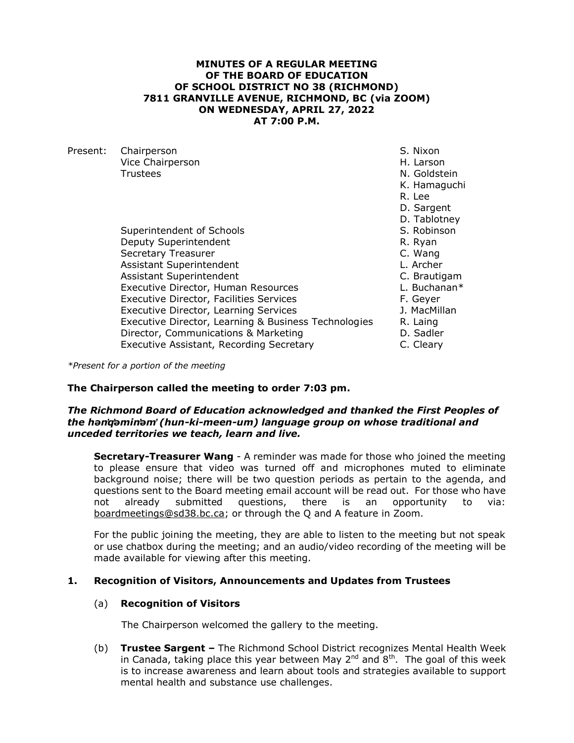**MINUTES OF A REGULAR MEETING**
**OF THE BOARD OF EDUCATION**
**OF SCHOOL DISTRICT NO 38 (RICHMOND)**
**7811 GRANVILLE AVENUE, RICHMOND, BC (via ZOOM)**
**ON WEDNESDAY, APRIL 27, 2022**
**AT 7:00 P.M.**

| Present: | | |
|---|---|---|
| | Chairperson | S. Nixon |
| | Vice Chairperson | H. Larson |
| | Trustees | N. Goldstein |
| | | K. Hamaguchi |
| | | R. Lee |
| | | D. Sargent |
| | | D. Tablotney |
| | Superintendent of Schools | S. Robinson |
| | Deputy Superintendent | R. Ryan |
| | Secretary Treasurer | C. Wang |
| | Assistant Superintendent | L. Archer |
| | Assistant Superintendent | C. Brautigam |
| | Executive Director, Human Resources | L. Buchanan* |
| | Executive Director, Facilities Services | F. Geyer |
| | Executive Director, Learning Services | J. MacMillan |
| | Executive Director, Learning & Business Technologies | R. Laing |
| | Director, Communications & Marketing | D. Sadler |
| | Executive Assistant, Recording Secretary | C. Cleary |

*\*Present for a portion of the meeting*

**The Chairperson called the meeting to order 7:03 pm.**

***The Richmond Board of Education acknowledged and thanked the First Peoples of the hən̓q̓əmin̓əm̓ (hun-ki-meen-um) language group on whose traditional and unceded territories we teach, learn and live.***

**Secretary-Treasurer Wang** - A reminder was made for those who joined the meeting to please ensure that video was turned off and microphones muted to eliminate background noise; there will be two question periods as pertain to the agenda, and questions sent to the Board meeting email account will be read out. For those who have not already submitted questions, there is an opportunity to via: boardmeetings@sd38.bc.ca; or through the Q and A feature in Zoom.

For the public joining the meeting, they are able to listen to the meeting but not speak or use chatbox during the meeting; and an audio/video recording of the meeting will be made available for viewing after this meeting.

**1. Recognition of Visitors, Announcements and Updates from Trustees**

(a) **Recognition of Visitors**

The Chairperson welcomed the gallery to the meeting.

(b) **Trustee Sargent –** The Richmond School District recognizes Mental Health Week in Canada, taking place this year between May 2nd and 8th. The goal of this week is to increase awareness and learn about tools and strategies available to support mental health and substance use challenges.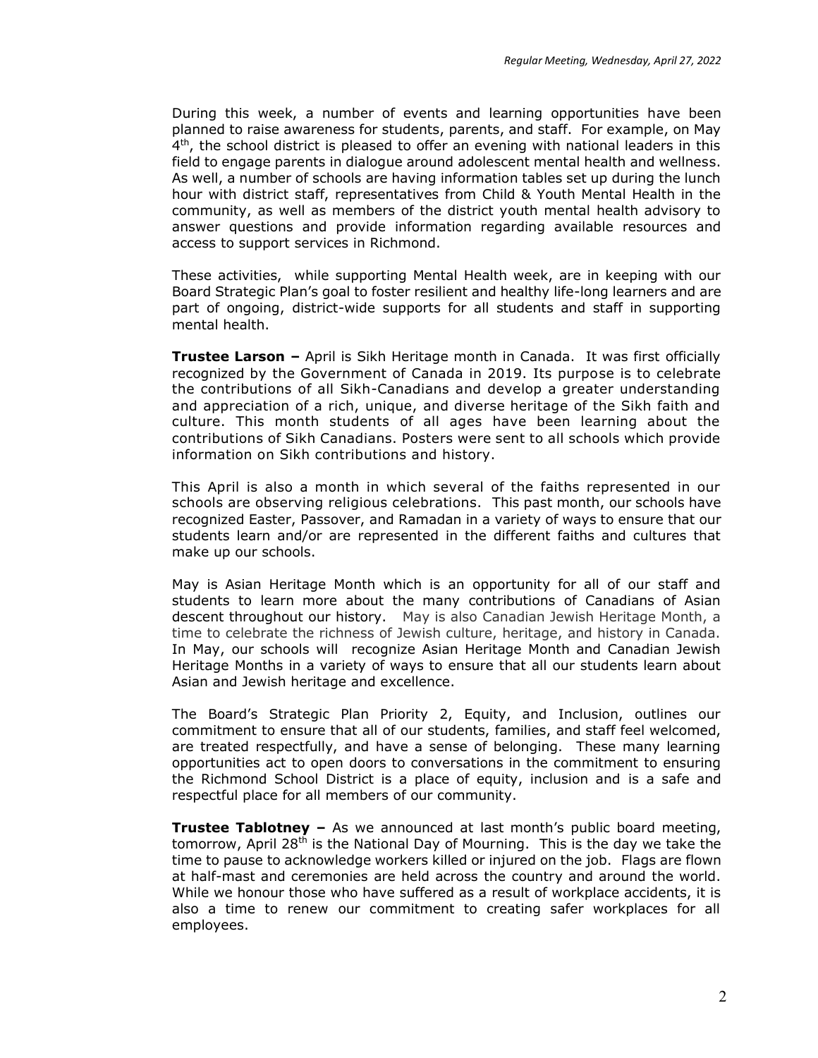During this week, a number of events and learning opportunities have been planned to raise awareness for students, parents, and staff. For example, on May 4th, the school district is pleased to offer an evening with national leaders in this field to engage parents in dialogue around adolescent mental health and wellness. As well, a number of schools are having information tables set up during the lunch hour with district staff, representatives from Child & Youth Mental Health in the community, as well as members of the district youth mental health advisory to answer questions and provide information regarding available resources and access to support services in Richmond.

These activities, while supporting Mental Health week, are in keeping with our Board Strategic Plan's goal to foster resilient and healthy life-long learners and are part of ongoing, district-wide supports for all students and staff in supporting mental health.

**Trustee Larson –** April is Sikh Heritage month in Canada. It was first officially recognized by the Government of Canada in 2019. Its purpose is to celebrate the contributions of all Sikh-Canadians and develop a greater understanding and appreciation of a rich, unique, and diverse heritage of the Sikh faith and culture. This month students of all ages have been learning about the contributions of Sikh Canadians. Posters were sent to all schools which provide information on Sikh contributions and history.

This April is also a month in which several of the faiths represented in our schools are observing religious celebrations. This past month, our schools have recognized Easter, Passover, and Ramadan in a variety of ways to ensure that our students learn and/or are represented in the different faiths and cultures that make up our schools.

May is Asian Heritage Month which is an opportunity for all of our staff and students to learn more about the many contributions of Canadians of Asian descent throughout our history. May is also Canadian Jewish Heritage Month, a time to celebrate the richness of Jewish culture, heritage, and history in Canada. In May, our schools will recognize Asian Heritage Month and Canadian Jewish Heritage Months in a variety of ways to ensure that all our students learn about Asian and Jewish heritage and excellence.

The Board's Strategic Plan Priority 2, Equity, and Inclusion, outlines our commitment to ensure that all of our students, families, and staff feel welcomed, are treated respectfully, and have a sense of belonging. These many learning opportunities act to open doors to conversations in the commitment to ensuring the Richmond School District is a place of equity, inclusion and is a safe and respectful place for all members of our community.

**Trustee Tablotney –** As we announced at last month's public board meeting, tomorrow, April 28th is the National Day of Mourning. This is the day we take the time to pause to acknowledge workers killed or injured on the job. Flags are flown at half-mast and ceremonies are held across the country and around the world. While we honour those who have suffered as a result of workplace accidents, it is also a time to renew our commitment to creating safer workplaces for all employees.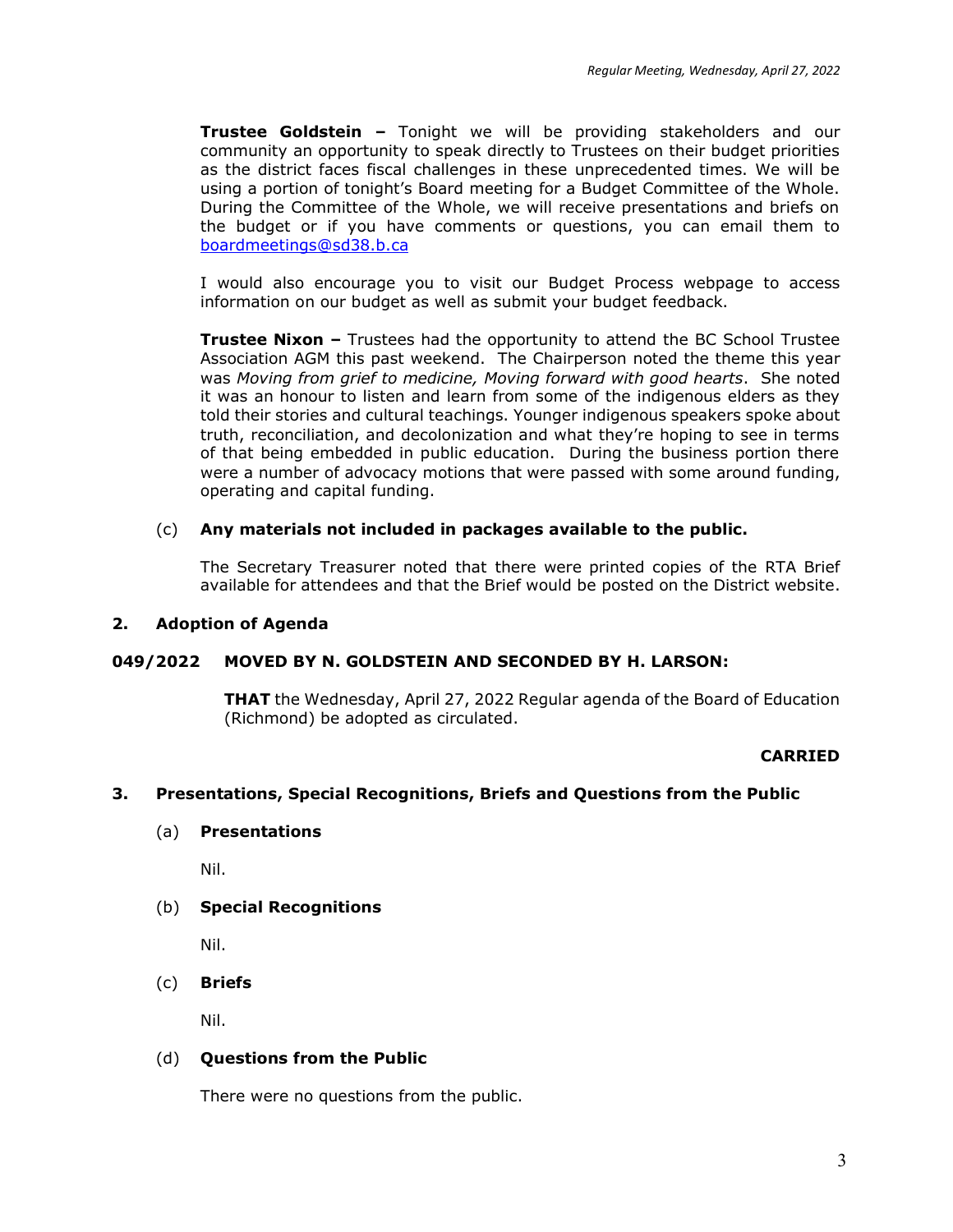**Trustee Goldstein –** Tonight we will be providing stakeholders and our community an opportunity to speak directly to Trustees on their budget priorities as the district faces fiscal challenges in these unprecedented times. We will be using a portion of tonight's Board meeting for a Budget Committee of the Whole. During the Committee of the Whole, we will receive presentations and briefs on the budget or if you have comments or questions, you can email them to boardmeetings@sd38.b.ca

I would also encourage you to visit our Budget Process webpage to access information on our budget as well as submit your budget feedback.

**Trustee Nixon –** Trustees had the opportunity to attend the BC School Trustee Association AGM this past weekend. The Chairperson noted the theme this year was *Moving from grief to medicine, Moving forward with good hearts*. She noted it was an honour to listen and learn from some of the indigenous elders as they told their stories and cultural teachings. Younger indigenous speakers spoke about truth, reconciliation, and decolonization and what they're hoping to see in terms of that being embedded in public education. During the business portion there were a number of advocacy motions that were passed with some around funding, operating and capital funding.

(c) **Any materials not included in packages available to the public.**

The Secretary Treasurer noted that there were printed copies of the RTA Brief available for attendees and that the Brief would be posted on the District website.

## 2. Adoption of Agenda

**049/2022 MOVED BY N. GOLDSTEIN AND SECONDED BY H. LARSON:**

**THAT** the Wednesday, April 27, 2022 Regular agenda of the Board of Education (Richmond) be adopted as circulated.

**CARRIED**

## 3. Presentations, Special Recognitions, Briefs and Questions from the Public

(a) **Presentations**

Nil.

(b) **Special Recognitions**

Nil.

(c) **Briefs**

Nil.

(d) **Questions from the Public**

There were no questions from the public.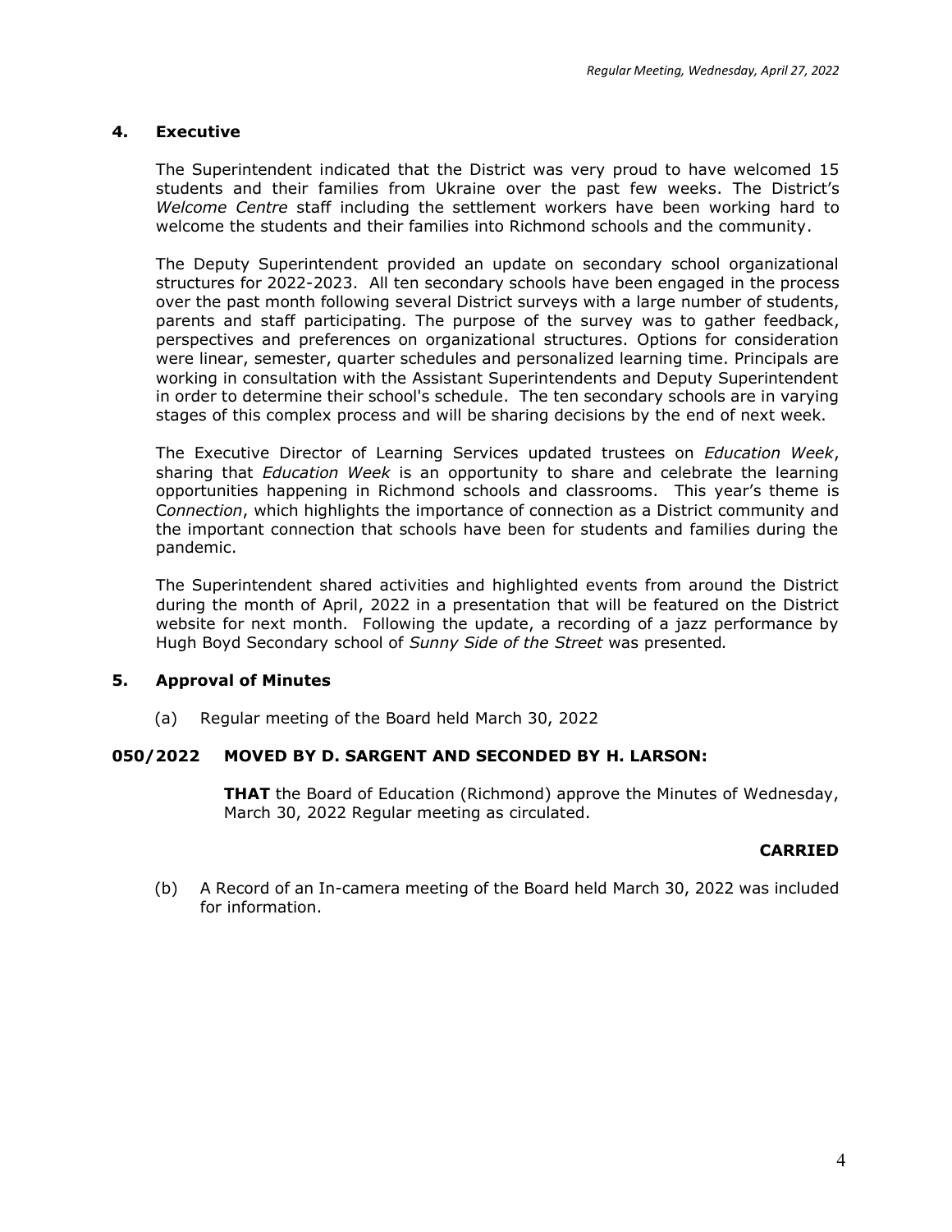## 4. Executive

The Superintendent indicated that the District was very proud to have welcomed 15 students and their families from Ukraine over the past few weeks. The District's *Welcome Centre* staff including the settlement workers have been working hard to welcome the students and their families into Richmond schools and the community.

The Deputy Superintendent provided an update on secondary school organizational structures for 2022-2023. All ten secondary schools have been engaged in the process over the past month following several District surveys with a large number of students, parents and staff participating. The purpose of the survey was to gather feedback, perspectives and preferences on organizational structures. Options for consideration were linear, semester, quarter schedules and personalized learning time. Principals are working in consultation with the Assistant Superintendents and Deputy Superintendent in order to determine their school's schedule. The ten secondary schools are in varying stages of this complex process and will be sharing decisions by the end of next week.

The Executive Director of Learning Services updated trustees on *Education Week*, sharing that *Education Week* is an opportunity to share and celebrate the learning opportunities happening in Richmond schools and classrooms. This year's theme is *Connection*, which highlights the importance of connection as a District community and the important connection that schools have been for students and families during the pandemic.

The Superintendent shared activities and highlighted events from around the District during the month of April, 2022 in a presentation that will be featured on the District website for next month. Following the update, a recording of a jazz performance by Hugh Boyd Secondary school of *Sunny Side of the Street* was presented.

## 5. Approval of Minutes

(a) Regular meeting of the Board held March 30, 2022

**050/2022 MOVED BY D. SARGENT AND SECONDED BY H. LARSON:**

**THAT** the Board of Education (Richmond) approve the Minutes of Wednesday, March 30, 2022 Regular meeting as circulated.

**CARRIED**

(b) A Record of an In-camera meeting of the Board held March 30, 2022 was included for information.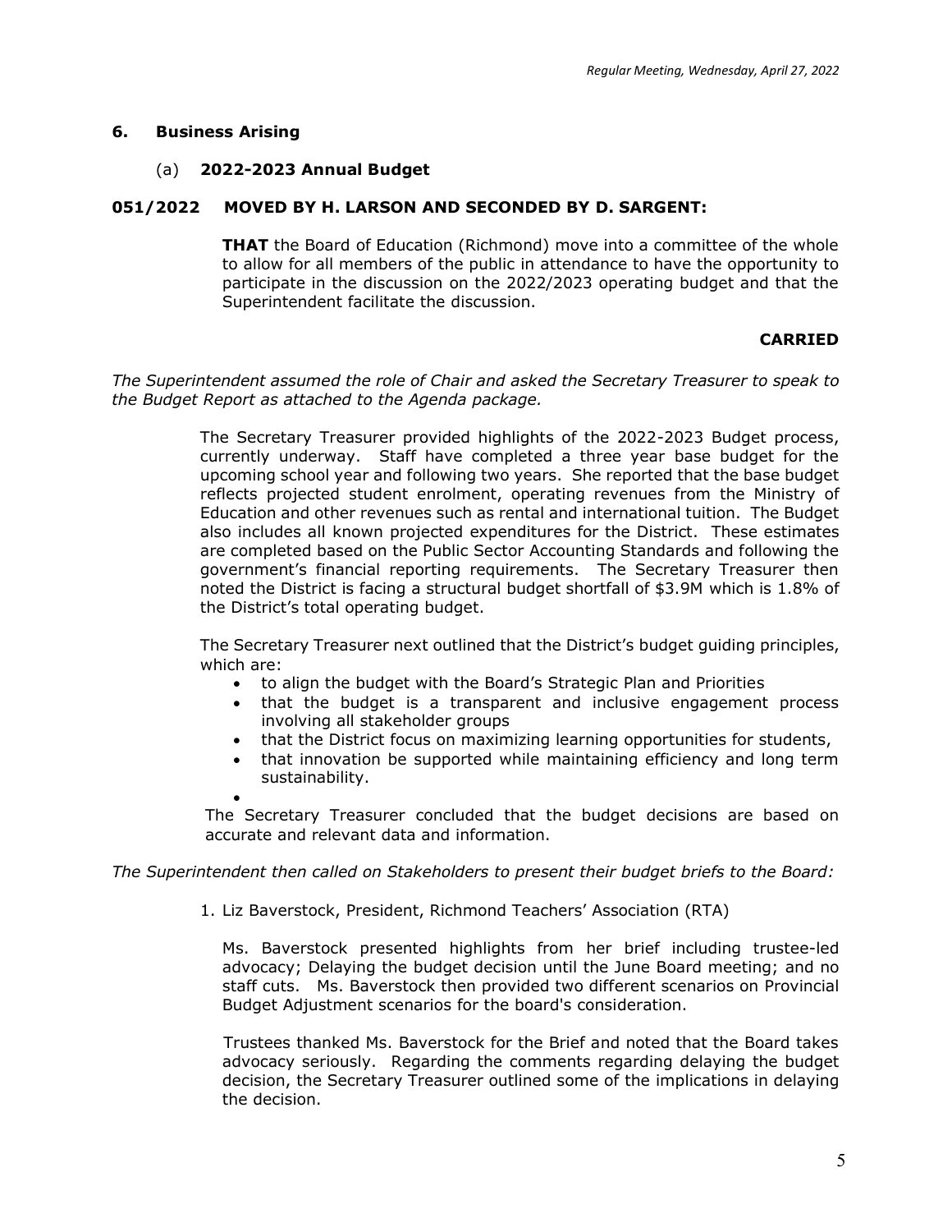## 6. Business Arising

### (a) 2022-2023 Annual Budget

**051/2022 MOVED BY H. LARSON AND SECONDED BY D. SARGENT:**

**THAT** the Board of Education (Richmond) move into a committee of the whole to allow for all members of the public in attendance to have the opportunity to participate in the discussion on the 2022/2023 operating budget and that the Superintendent facilitate the discussion.

**CARRIED**

*The Superintendent assumed the role of Chair and asked the Secretary Treasurer to speak to the Budget Report as attached to the Agenda package.*

The Secretary Treasurer provided highlights of the 2022-2023 Budget process, currently underway. Staff have completed a three year base budget for the upcoming school year and following two years. She reported that the base budget reflects projected student enrolment, operating revenues from the Ministry of Education and other revenues such as rental and international tuition. The Budget also includes all known projected expenditures for the District. These estimates are completed based on the Public Sector Accounting Standards and following the government's financial reporting requirements. The Secretary Treasurer then noted the District is facing a structural budget shortfall of $3.9M which is 1.8% of the District's total operating budget.

The Secretary Treasurer next outlined that the District's budget guiding principles, which are:

- to align the budget with the Board's Strategic Plan and Priorities
- that the budget is a transparent and inclusive engagement process involving all stakeholder groups
- that the District focus on maximizing learning opportunities for students,
- that innovation be supported while maintaining efficiency and long term sustainability.

The Secretary Treasurer concluded that the budget decisions are based on accurate and relevant data and information.

*The Superintendent then called on Stakeholders to present their budget briefs to the Board:*

1. Liz Baverstock, President, Richmond Teachers' Association (RTA)

   Ms. Baverstock presented highlights from her brief including trustee-led advocacy; Delaying the budget decision until the June Board meeting; and no staff cuts. Ms. Baverstock then provided two different scenarios on Provincial Budget Adjustment scenarios for the board's consideration.

   Trustees thanked Ms. Baverstock for the Brief and noted that the Board takes advocacy seriously. Regarding the comments regarding delaying the budget decision, the Secretary Treasurer outlined some of the implications in delaying the decision.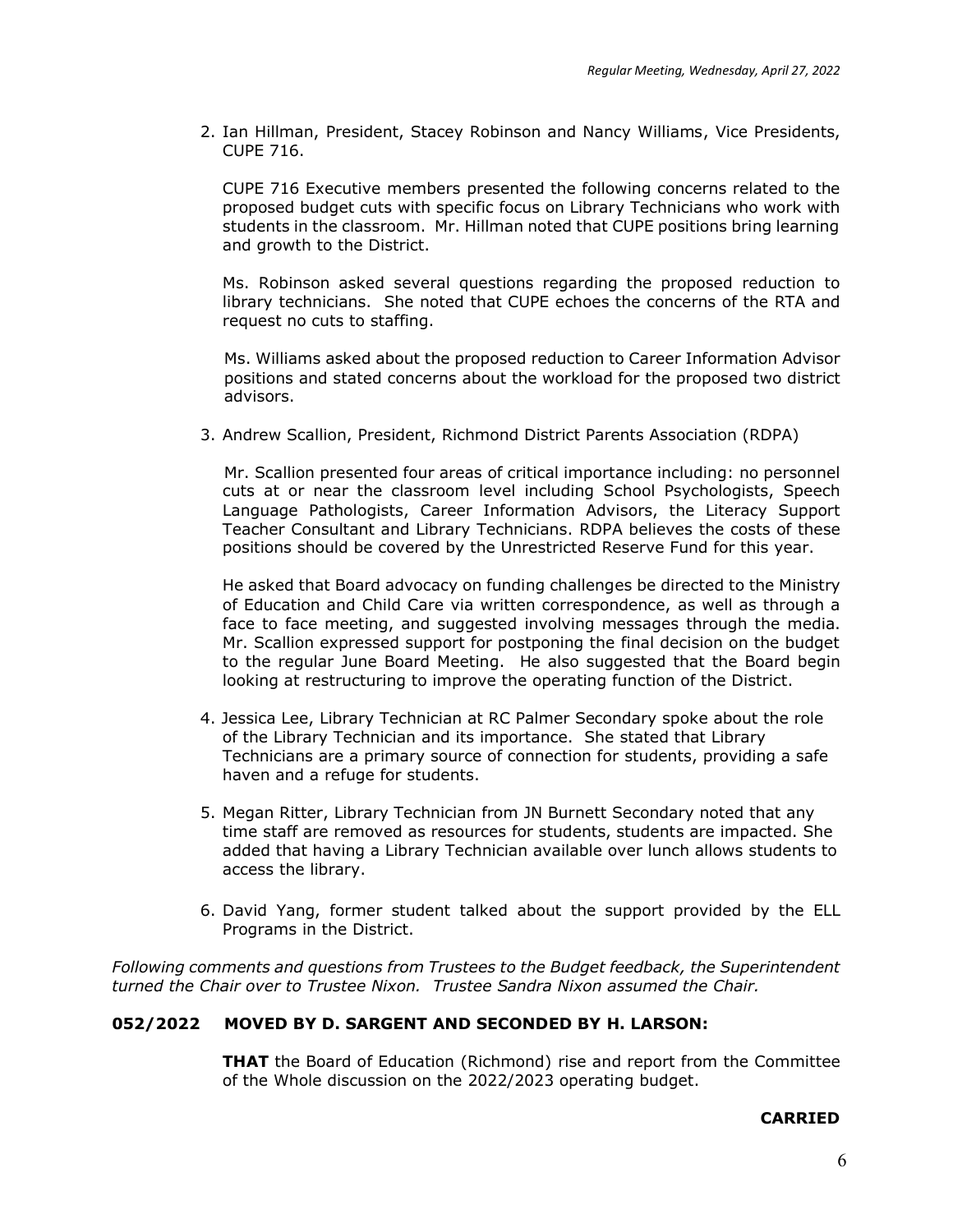2. Ian Hillman, President, Stacey Robinson and Nancy Williams, Vice Presidents, CUPE 716.

   CUPE 716 Executive members presented the following concerns related to the proposed budget cuts with specific focus on Library Technicians who work with students in the classroom. Mr. Hillman noted that CUPE positions bring learning and growth to the District.

   Ms. Robinson asked several questions regarding the proposed reduction to library technicians. She noted that CUPE echoes the concerns of the RTA and request no cuts to staffing.

   Ms. Williams asked about the proposed reduction to Career Information Advisor positions and stated concerns about the workload for the proposed two district advisors.

3. Andrew Scallion, President, Richmond District Parents Association (RDPA)

   Mr. Scallion presented four areas of critical importance including: no personnel cuts at or near the classroom level including School Psychologists, Speech Language Pathologists, Career Information Advisors, the Literacy Support Teacher Consultant and Library Technicians. RDPA believes the costs of these positions should be covered by the Unrestricted Reserve Fund for this year.

   He asked that Board advocacy on funding challenges be directed to the Ministry of Education and Child Care via written correspondence, as well as through a face to face meeting, and suggested involving messages through the media. Mr. Scallion expressed support for postponing the final decision on the budget to the regular June Board Meeting. He also suggested that the Board begin looking at restructuring to improve the operating function of the District.

4. Jessica Lee, Library Technician at RC Palmer Secondary spoke about the role of the Library Technician and its importance. She stated that Library Technicians are a primary source of connection for students, providing a safe haven and a refuge for students.

5. Megan Ritter, Library Technician from JN Burnett Secondary noted that any time staff are removed as resources for students, students are impacted. She added that having a Library Technician available over lunch allows students to access the library.

6. David Yang, former student talked about the support provided by the ELL Programs in the District.

*Following comments and questions from Trustees to the Budget feedback, the Superintendent turned the Chair over to Trustee Nixon. Trustee Sandra Nixon assumed the Chair.*

**052/2022 MOVED BY D. SARGENT AND SECONDED BY H. LARSON:**

**THAT** the Board of Education (Richmond) rise and report from the Committee of the Whole discussion on the 2022/2023 operating budget.

**CARRIED**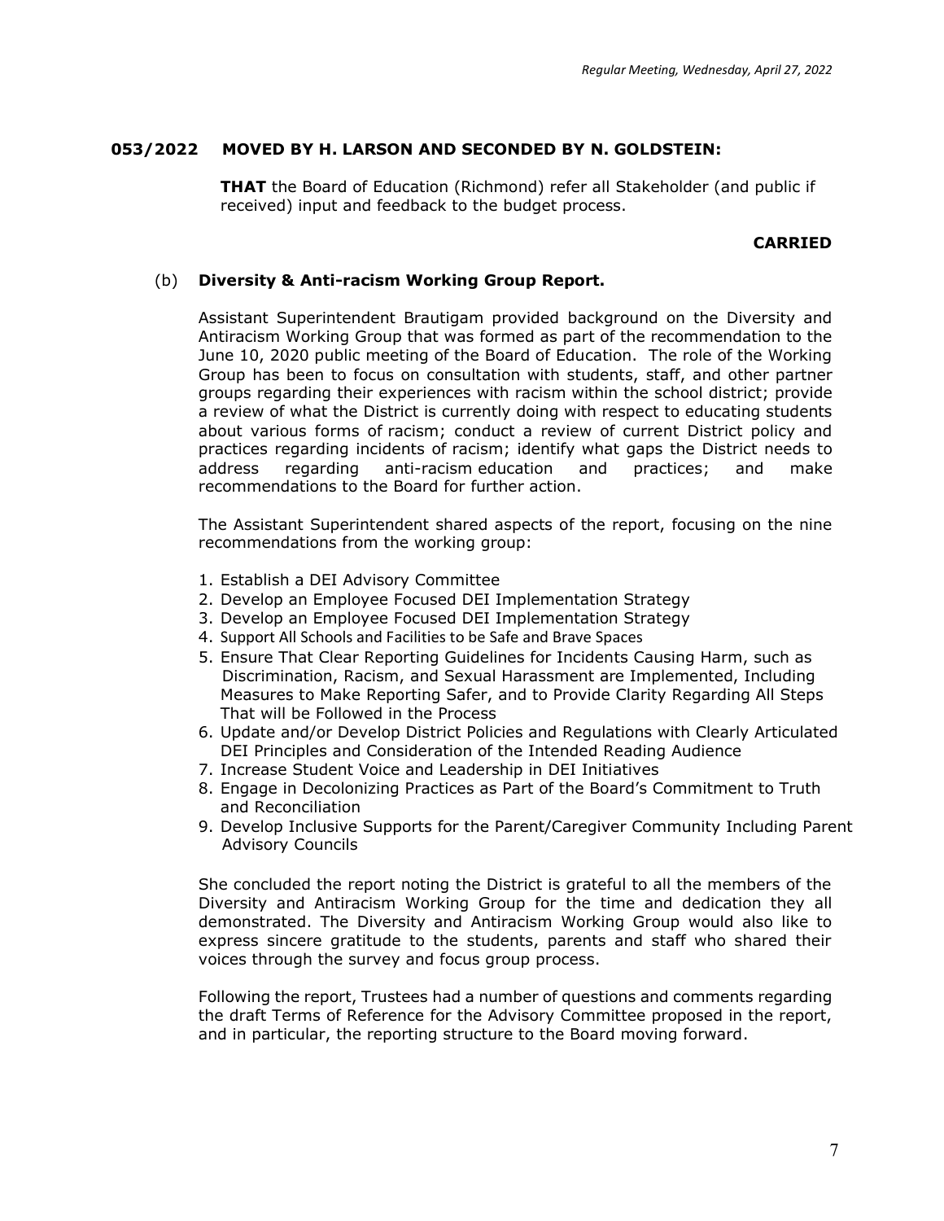**053/2022 MOVED BY H. LARSON AND SECONDED BY N. GOLDSTEIN:**

**THAT** the Board of Education (Richmond) refer all Stakeholder (and public if received) input and feedback to the budget process.

**CARRIED**

(b) **Diversity & Anti-racism Working Group Report.**

Assistant Superintendent Brautigam provided background on the Diversity and Antiracism Working Group that was formed as part of the recommendation to the June 10, 2020 public meeting of the Board of Education. The role of the Working Group has been to focus on consultation with students, staff, and other partner groups regarding their experiences with racism within the school district; provide a review of what the District is currently doing with respect to educating students about various forms of racism; conduct a review of current District policy and practices regarding incidents of racism; identify what gaps the District needs to address regarding anti-racism education and practices; and make recommendations to the Board for further action.

The Assistant Superintendent shared aspects of the report, focusing on the nine recommendations from the working group:

1. Establish a DEI Advisory Committee
2. Develop an Employee Focused DEI Implementation Strategy
3. Develop an Employee Focused DEI Implementation Strategy
4. Support All Schools and Facilities to be Safe and Brave Spaces
5. Ensure That Clear Reporting Guidelines for Incidents Causing Harm, such as Discrimination, Racism, and Sexual Harassment are Implemented, Including Measures to Make Reporting Safer, and to Provide Clarity Regarding All Steps That will be Followed in the Process
6. Update and/or Develop District Policies and Regulations with Clearly Articulated DEI Principles and Consideration of the Intended Reading Audience
7. Increase Student Voice and Leadership in DEI Initiatives
8. Engage in Decolonizing Practices as Part of the Board's Commitment to Truth and Reconciliation
9. Develop Inclusive Supports for the Parent/Caregiver Community Including Parent Advisory Councils

She concluded the report noting the District is grateful to all the members of the Diversity and Antiracism Working Group for the time and dedication they all demonstrated. The Diversity and Antiracism Working Group would also like to express sincere gratitude to the students, parents and staff who shared their voices through the survey and focus group process.

Following the report, Trustees had a number of questions and comments regarding the draft Terms of Reference for the Advisory Committee proposed in the report, and in particular, the reporting structure to the Board moving forward.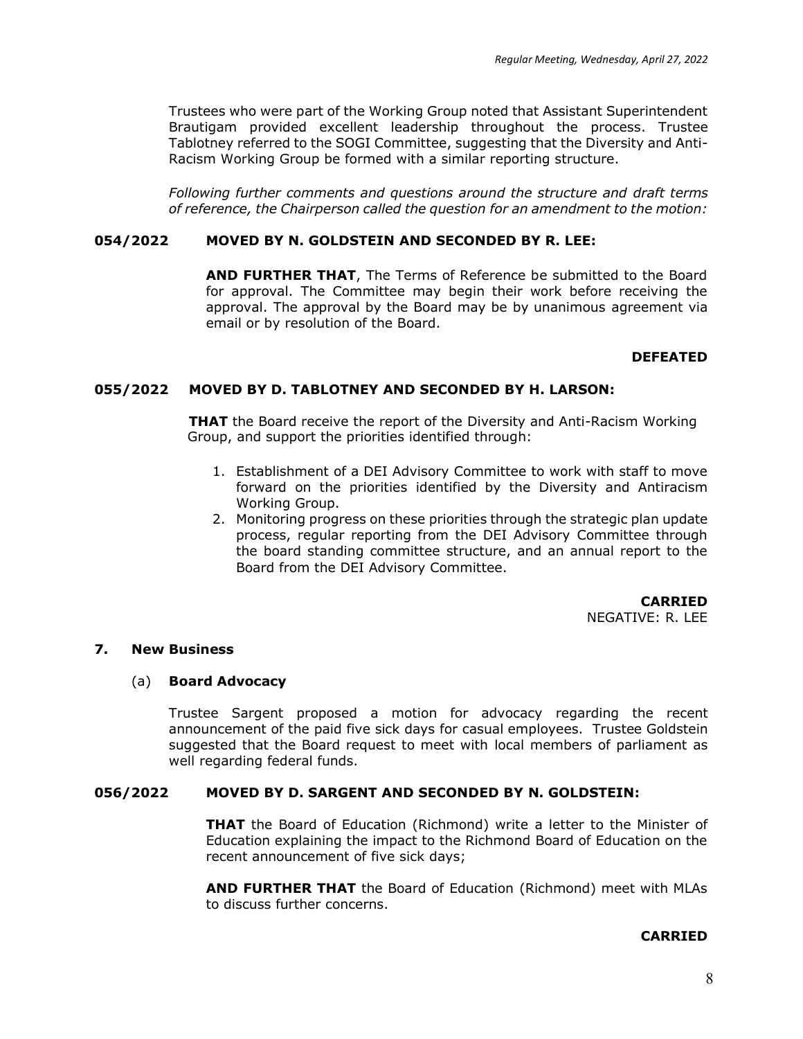Trustees who were part of the Working Group noted that Assistant Superintendent Brautigam provided excellent leadership throughout the process. Trustee Tablotney referred to the SOGI Committee, suggesting that the Diversity and Anti-Racism Working Group be formed with a similar reporting structure.

*Following further comments and questions around the structure and draft terms of reference, the Chairperson called the question for an amendment to the motion:*

**054/2022 MOVED BY N. GOLDSTEIN AND SECONDED BY R. LEE:**

**AND FURTHER THAT**, The Terms of Reference be submitted to the Board for approval. The Committee may begin their work before receiving the approval. The approval by the Board may be by unanimous agreement via email or by resolution of the Board.

**DEFEATED**

**055/2022 MOVED BY D. TABLOTNEY AND SECONDED BY H. LARSON:**

**THAT** the Board receive the report of the Diversity and Anti-Racism Working Group, and support the priorities identified through:

1. Establishment of a DEI Advisory Committee to work with staff to move forward on the priorities identified by the Diversity and Antiracism Working Group.
2. Monitoring progress on these priorities through the strategic plan update process, regular reporting from the DEI Advisory Committee through the board standing committee structure, and an annual report to the Board from the DEI Advisory Committee.

**CARRIED**
NEGATIVE: R. LEE

## 7. New Business

### (a) Board Advocacy

Trustee Sargent proposed a motion for advocacy regarding the recent announcement of the paid five sick days for casual employees. Trustee Goldstein suggested that the Board request to meet with local members of parliament as well regarding federal funds.

**056/2022 MOVED BY D. SARGENT AND SECONDED BY N. GOLDSTEIN:**

**THAT** the Board of Education (Richmond) write a letter to the Minister of Education explaining the impact to the Richmond Board of Education on the recent announcement of five sick days;

**AND FURTHER THAT** the Board of Education (Richmond) meet with MLAs to discuss further concerns.

**CARRIED**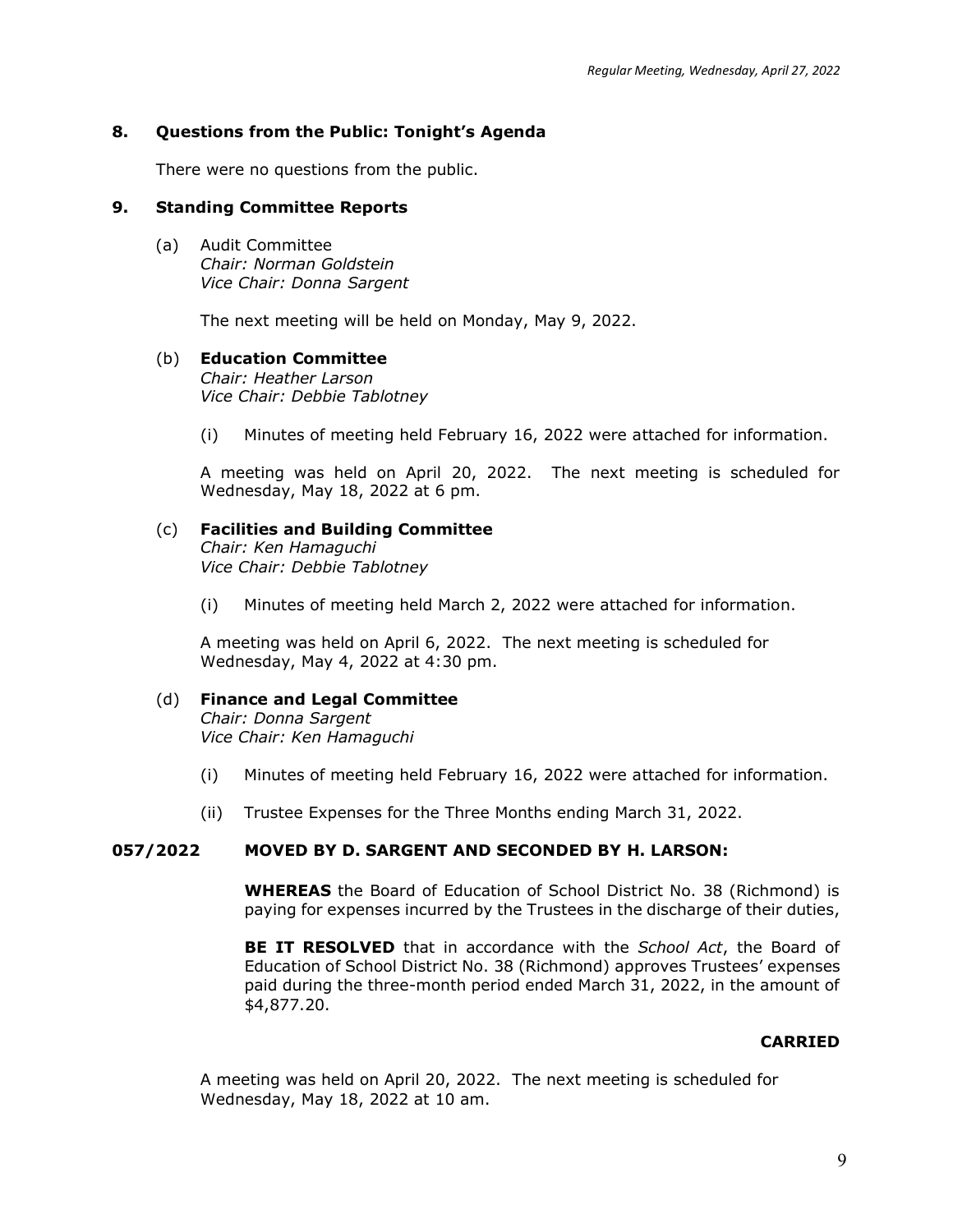## 8. Questions from the Public: Tonight's Agenda

There were no questions from the public.

## 9. Standing Committee Reports

(a) Audit Committee
*Chair: Norman Goldstein*
*Vice Chair: Donna Sargent*

The next meeting will be held on Monday, May 9, 2022.

(b) **Education Committee**
*Chair: Heather Larson*
*Vice Chair: Debbie Tablotney*

(i) Minutes of meeting held February 16, 2022 were attached for information.

A meeting was held on April 20, 2022. The next meeting is scheduled for Wednesday, May 18, 2022 at 6 pm.

(c) **Facilities and Building Committee**
*Chair: Ken Hamaguchi*
*Vice Chair: Debbie Tablotney*

(i) Minutes of meeting held March 2, 2022 were attached for information.

A meeting was held on April 6, 2022. The next meeting is scheduled for Wednesday, May 4, 2022 at 4:30 pm.

(d) **Finance and Legal Committee**
*Chair: Donna Sargent*
*Vice Chair: Ken Hamaguchi*

(i) Minutes of meeting held February 16, 2022 were attached for information.

(ii) Trustee Expenses for the Three Months ending March 31, 2022.

**057/2022 MOVED BY D. SARGENT AND SECONDED BY H. LARSON:**

**WHEREAS** the Board of Education of School District No. 38 (Richmond) is paying for expenses incurred by the Trustees in the discharge of their duties,

**BE IT RESOLVED** that in accordance with the *School Act*, the Board of Education of School District No. 38 (Richmond) approves Trustees' expenses paid during the three-month period ended March 31, 2022, in the amount of $4,877.20.

**CARRIED**

A meeting was held on April 20, 2022. The next meeting is scheduled for Wednesday, May 18, 2022 at 10 am.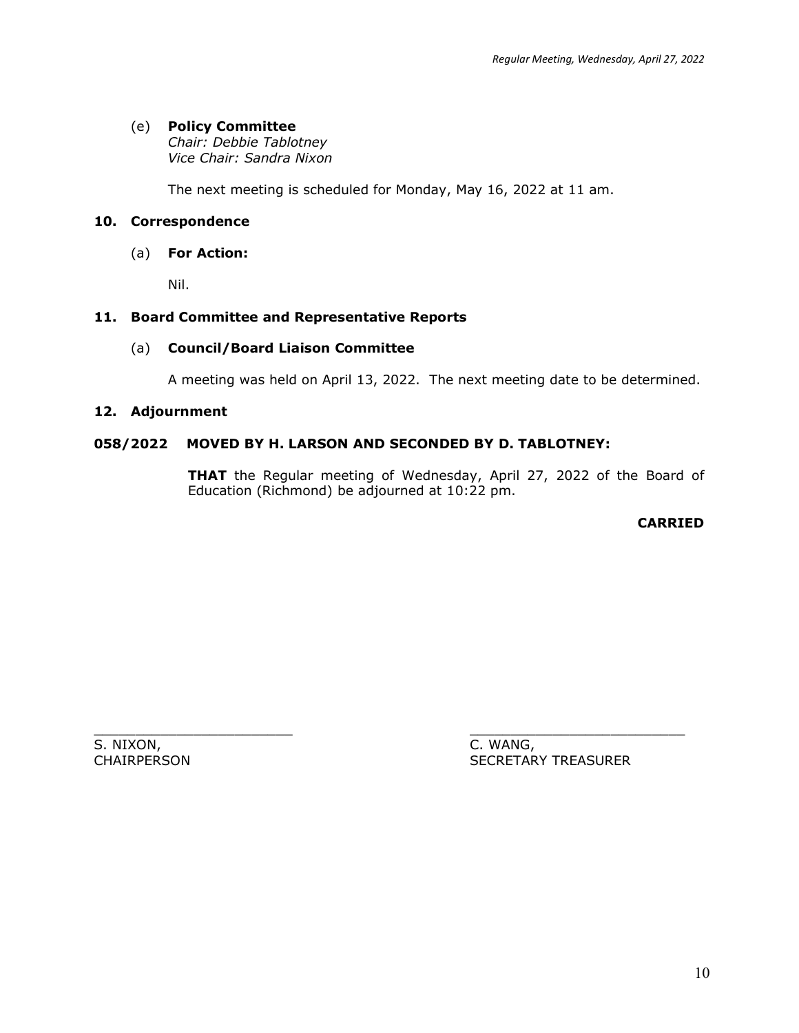(e) **Policy Committee**
*Chair: Debbie Tablotney*
*Vice Chair: Sandra Nixon*

The next meeting is scheduled for Monday, May 16, 2022 at 11 am.

**10. Correspondence**

(a) **For Action:**

Nil.

**11. Board Committee and Representative Reports**

(a) **Council/Board Liaison Committee**

A meeting was held on April 13, 2022. The next meeting date to be determined.

**12. Adjournment**

**058/2022 MOVED BY H. LARSON AND SECONDED BY D. TABLOTNEY:**

**THAT** the Regular meeting of Wednesday, April 27, 2022 of the Board of Education (Richmond) be adjourned at 10:22 pm.

**CARRIED**

\_\_\_\_\_\_\_\_\_\_\_\_\_\_\_\_\_\_\_\_\_\_\_\_
S. NIXON,
CHAIRPERSON

\_\_\_\_\_\_\_\_\_\_\_\_\_\_\_\_\_\_\_\_\_\_\_\_
C. WANG,
SECRETARY TREASURER